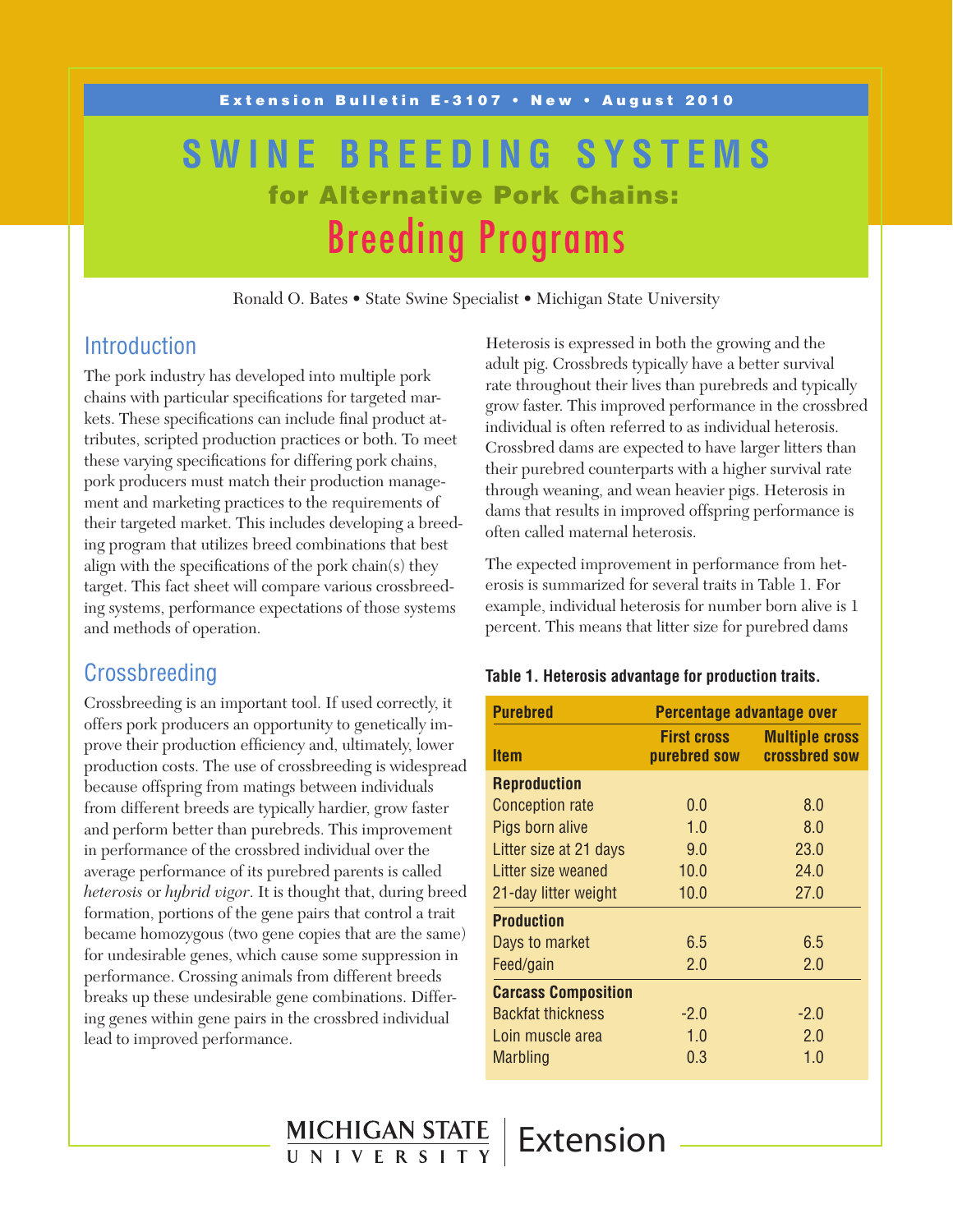Extension Bulletin E-3107 • New • August 2010

# SWINE BREEDING SYSTEMS

## for Alternative Pork Chains:

## Breeding Programs

Ronald O. Bates • State Swine Specialist • Michigan State University

## Introduction

The pork industry has developed into multiple pork chains with particular specifications for targeted markets. These specifications can include final product attributes, scripted production practices or both. To meet these varying specifications for differing pork chains, pork producers must match their production management and marketing practices to the requirements of their targeted market. This includes developing a breeding program that utilizes breed combinations that best align with the specifications of the pork chain(s) they target. This fact sheet will compare various crossbreeding systems, performance expectations of those systems and methods of operation.

## Crossbreeding

Crossbreeding is an important tool. If used correctly, it offers pork producers an opportunity to genetically improve their production efficiency and, ultimately, lower production costs. The use of crossbreeding is widespread because offspring from matings between individuals from different breeds are typically hardier, grow faster and perform better than purebreds. This improvement in performance of the crossbred individual over the average performance of its purebred parents is called *heterosis* or *hybrid vigor*. It is thought that, during breed formation, portions of the gene pairs that control a trait became homozygous (two gene copies that are the same) for undesirable genes, which cause some suppression in performance. Crossing animals from different breeds breaks up these undesirable gene combinations. Differing genes within gene pairs in the crossbred individual lead to improved performance.

Heterosis is expressed in both the growing and the adult pig. Crossbreds typically have a better survival rate throughout their lives than purebreds and typically grow faster. This improved performance in the crossbred individual is often referred to as individual heterosis. Crossbred dams are expected to have larger litters than their purebred counterparts with a higher survival rate through weaning, and wean heavier pigs. Heterosis in dams that results in improved offspring performance is often called maternal heterosis.

The expected improvement in performance from heterosis is summarized for several traits in Table 1. For example, individual heterosis for number born alive is 1 percent. This means that litter size for purebred dams

**Table 1. Heterosis advantage for production traits.**

| Purebred | Percentage advantage over | |
|---|---|---|
| **Item** | **First cross purebred sow** | **Multiple cross crossbred sow** |
| **Reproduction** | | |
| Conception rate | 0.0 | 8.0 |
| Pigs born alive | 1.0 | 8.0 |
| Litter size at 21 days | 9.0 | 23.0 |
| Litter size weaned | 10.0 | 24.0 |
| 21-day litter weight | 10.0 | 27.0 |
| **Production** | | |
| Days to market | 6.5 | 6.5 |
| Feed/gain | 2.0 | 2.0 |
| **Carcass Composition** | | |
| Backfat thickness | -2.0 | -2.0 |
| Loin muscle area | 1.0 | 2.0 |
| Marbling | 0.3 | 1.0 |

MICHIGAN STATE UNIVERSITY | Extension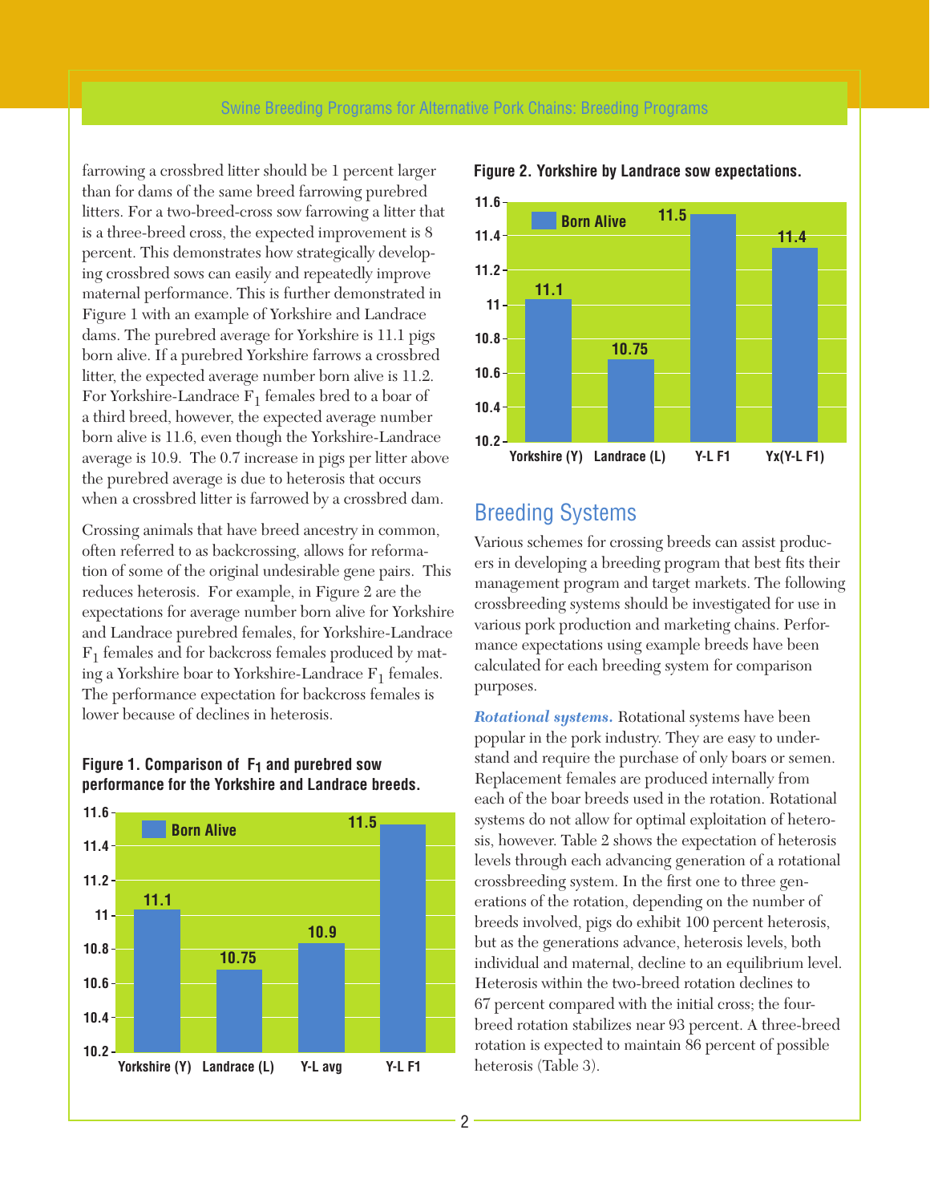farrowing a crossbred litter should be 1 percent larger than for dams of the same breed farrowing purebred litters. For a two-breed-cross sow farrowing a litter that is a three-breed cross, the expected improvement is 8 percent. This demonstrates how strategically developing crossbred sows can easily and repeatedly improve maternal performance. This is further demonstrated in Figure 1 with an example of Yorkshire and Landrace dams. The purebred average for Yorkshire is 11.1 pigs born alive. If a purebred Yorkshire farrows a crossbred litter, the expected average number born alive is 11.2. For Yorkshire-Landrace $F_1$ females bred to a boar of a third breed, however, the expected average number born alive is 11.6, even though the Yorkshire-Landrace average is 10.9. The 0.7 increase in pigs per litter above the purebred average is due to heterosis that occurs when a crossbred litter is farrowed by a crossbred dam.

Crossing animals that have breed ancestry in common, often referred to as backcrossing, allows for reformation of some of the original undesirable gene pairs. This reduces heterosis. For example, in Figure 2 are the expectations for average number born alive for Yorkshire and Landrace purebred females, for Yorkshire-Landrace $F_1$ females and for backcross females produced by mating a Yorkshire boar to Yorkshire-Landrace $F_1$ females. The performance expectation for backcross females is lower because of declines in heterosis.

**Figure 1. Comparison of $F_1$ and purebred sow performance for the Yorkshire and Landrace breeds.**

| | Born Alive |
|---|---|
| Yorkshire (Y) | 11.1 |
| Landrace (L) | 10.75 |
| Y-L avg | 10.9 |
| Y-L F1 | 11.5 |

**Figure 2. Yorkshire by Landrace sow expectations.**

| | Born Alive |
|---|---|
| Yorkshire (Y) | 11.1 |
| Landrace (L) | 10.75 |
| Y-L F1 | 11.5 |
| Yx(Y-L F1) | 11.4 |

## Breeding Systems

Various schemes for crossing breeds can assist producers in developing a breeding program that best fits their management program and target markets. The following crossbreeding systems should be investigated for use in various pork production and marketing chains. Performance expectations using example breeds have been calculated for each breeding system for comparison purposes.

***Rotational systems.*** Rotational systems have been popular in the pork industry. They are easy to understand and require the purchase of only boars or semen. Replacement females are produced internally from each of the boar breeds used in the rotation. Rotational systems do not allow for optimal exploitation of heterosis, however. Table 2 shows the expectation of heterosis levels through each advancing generation of a rotational crossbreeding system. In the first one to three generations of the rotation, depending on the number of breeds involved, pigs do exhibit 100 percent heterosis, but as the generations advance, heterosis levels, both individual and maternal, decline to an equilibrium level. Heterosis within the two-breed rotation declines to 67 percent compared with the initial cross; the four-breed rotation stabilizes near 93 percent. A three-breed rotation is expected to maintain 86 percent of possible heterosis (Table 3).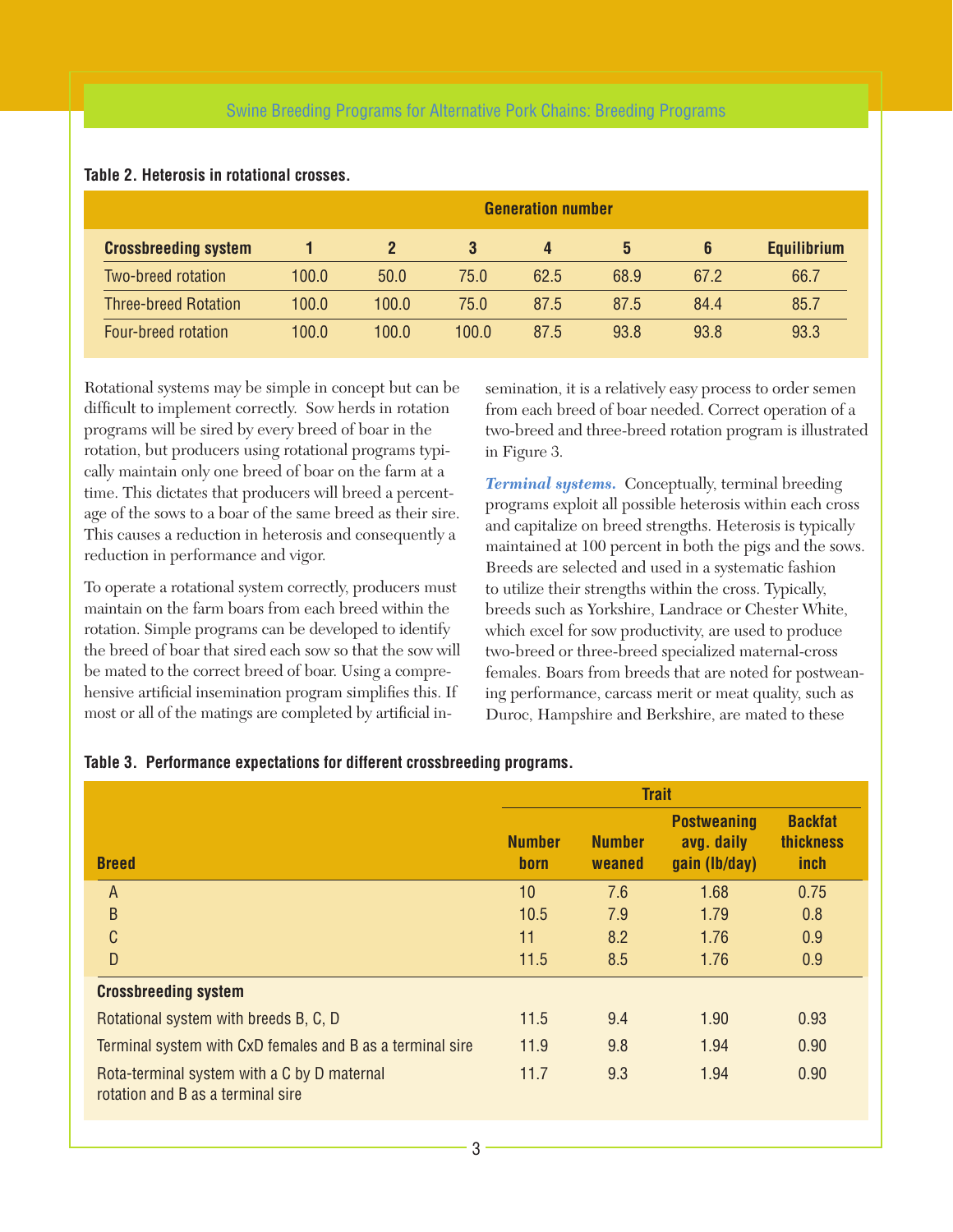**Table 2. Heterosis in rotational crosses.**

| | Generation number | | | | | | |
|---|---|---|---|---|---|---|---|
| **Crossbreeding system** | **1** | **2** | **3** | **4** | **5** | **6** | **Equilibrium** |
| Two-breed rotation | 100.0 | 50.0 | 75.0 | 62.5 | 68.9 | 67.2 | 66.7 |
| Three-breed Rotation | 100.0 | 100.0 | 75.0 | 87.5 | 87.5 | 84.4 | 85.7 |
| Four-breed rotation | 100.0 | 100.0 | 100.0 | 87.5 | 93.8 | 93.8 | 93.3 |

Rotational systems may be simple in concept but can be difficult to implement correctly. Sow herds in rotation programs will be sired by every breed of boar in the rotation, but producers using rotational programs typically maintain only one breed of boar on the farm at a time. This dictates that producers will breed a percentage of the sows to a boar of the same breed as their sire. This causes a reduction in heterosis and consequently a reduction in performance and vigor.

To operate a rotational system correctly, producers must maintain on the farm boars from each breed within the rotation. Simple programs can be developed to identify the breed of boar that sired each sow so that the sow will be mated to the correct breed of boar. Using a comprehensive artificial insemination program simplifies this. If most or all of the matings are completed by artificial insemination, it is a relatively easy process to order semen from each breed of boar needed. Correct operation of a two-breed and three-breed rotation program is illustrated in Figure 3.

***Terminal systems.*** Conceptually, terminal breeding programs exploit all possible heterosis within each cross and capitalize on breed strengths. Heterosis is typically maintained at 100 percent in both the pigs and the sows. Breeds are selected and used in a systematic fashion to utilize their strengths within the cross. Typically, breeds such as Yorkshire, Landrace or Chester White, which excel for sow productivity, are used to produce two-breed or three-breed specialized maternal-cross females. Boars from breeds that are noted for postweaning performance, carcass merit or meat quality, such as Duroc, Hampshire and Berkshire, are mated to these

**Table 3. Performance expectations for different crossbreeding programs.**

| | Trait | | | |
|---|---|---|---|---|
| **Breed** | **Number born** | **Number weaned** | **Postweaning avg. daily gain (lb/day)** | **Backfat thickness inch** |
| A | 10 | 7.6 | 1.68 | 0.75 |
| B | 10.5 | 7.9 | 1.79 | 0.8 |
| C | 11 | 8.2 | 1.76 | 0.9 |
| D | 11.5 | 8.5 | 1.76 | 0.9 |
| **Crossbreeding system** | | | | |
| Rotational system with breeds B, C, D | 11.5 | 9.4 | 1.90 | 0.93 |
| Terminal system with CxD females and B as a terminal sire | 11.9 | 9.8 | 1.94 | 0.90 |
| Rota-terminal system with a C by D maternal rotation and B as a terminal sire | 11.7 | 9.3 | 1.94 | 0.90 |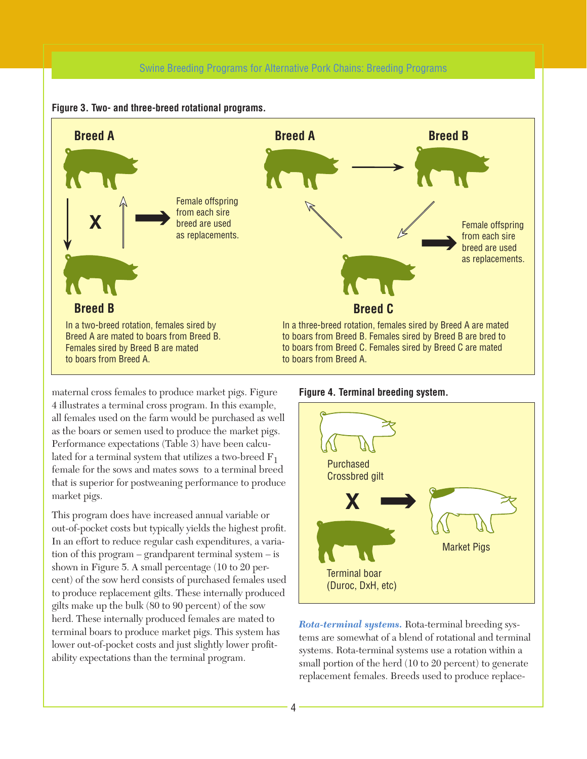**Figure 3. Two- and three-breed rotational programs.**

Breed A

X

Breed B

Female offspring from each sire breed are used as replacements.

In a two-breed rotation, females sired by Breed A are mated to boars from Breed B. Females sired by Breed B are mated to boars from Breed A.

Breed A

Breed B

Breed C

Female offspring from each sire breed are used as replacements.

In a three-breed rotation, females sired by Breed A are mated to boars from Breed B. Females sired by Breed B are bred to to boars from Breed C. Females sired by Breed C are mated to boars from Breed A.

maternal cross females to produce market pigs. Figure 4 illustrates a terminal cross program. In this example, all females used on the farm would be purchased as well as the boars or semen used to produce the market pigs. Performance expectations (Table 3) have been calculated for a terminal system that utilizes a two-breed $F_1$ female for the sows and mates sows to a terminal breed that is superior for postweaning performance to produce market pigs.

This program does have increased annual variable or out-of-pocket costs but typically yields the highest profit. In an effort to reduce regular cash expenditures, a variation of this program – grandparent terminal system – is shown in Figure 5. A small percentage (10 to 20 percent) of the sow herd consists of purchased females used to produce replacement gilts. These internally produced gilts make up the bulk (80 to 90 percent) of the sow herd. These internally produced females are mated to terminal boars to produce market pigs. This system has lower out-of-pocket costs and just slightly lower profitability expectations than the terminal program.

**Figure 4. Terminal breeding system.**

Purchased Crossbred gilt

X

Terminal boar (Duroc, DxH, etc)

Market Pigs

***Rota-terminal systems.*** Rota-terminal breeding systems are somewhat of a blend of rotational and terminal systems. Rota-terminal systems use a rotation within a small portion of the herd (10 to 20 percent) to generate replacement females. Breeds used to produce replace-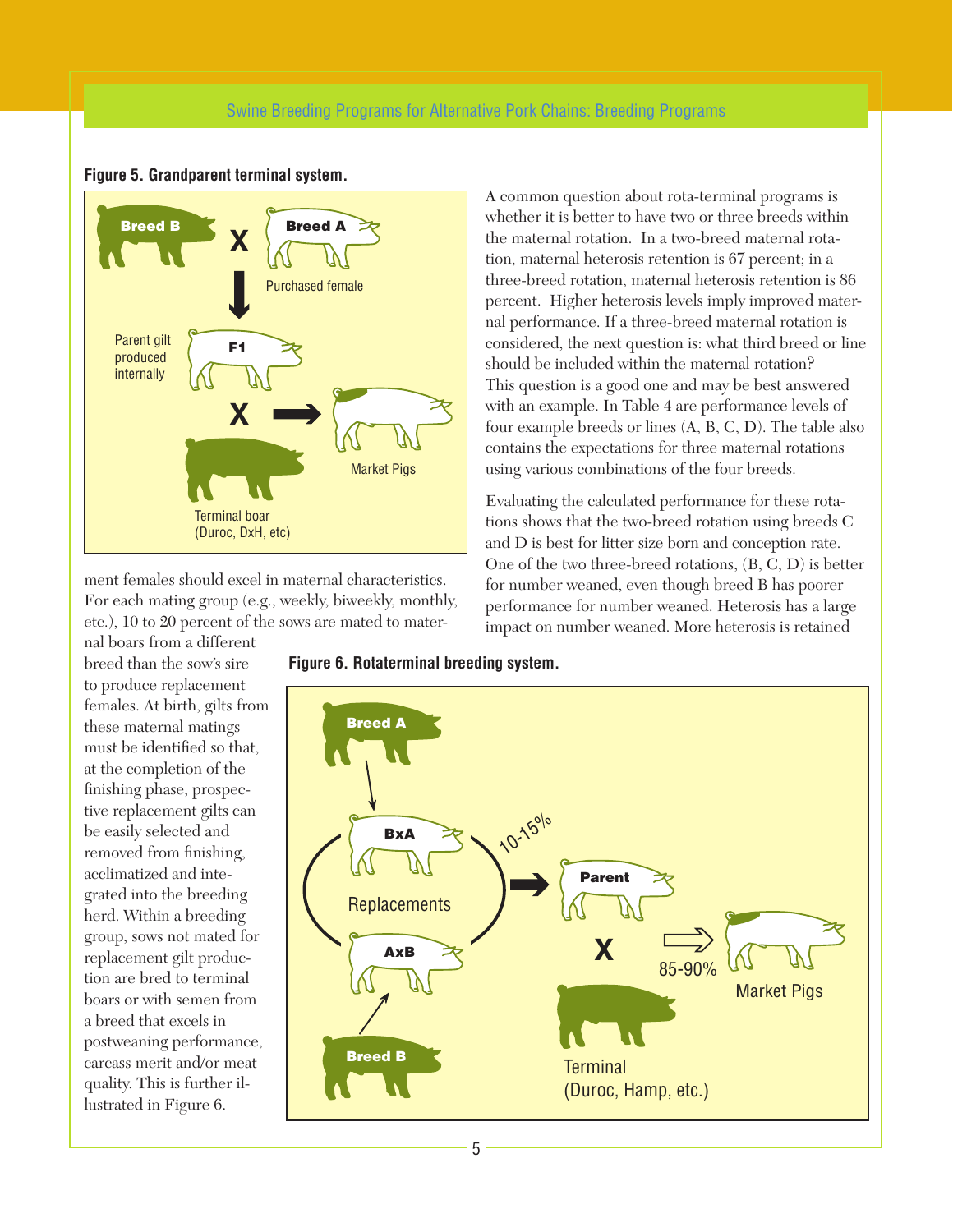**Figure 5. Grandparent terminal system.**

Breed B X Breed A (Purchased female) → Parent gilt produced internally (F1) X Terminal boar (Duroc, DxH, etc) → Market Pigs

ment females should excel in maternal characteristics. For each mating group (e.g., weekly, biweekly, monthly, etc.), 10 to 20 percent of the sows are mated to maternal boars from a different breed than the sow's sire to produce replacement females. At birth, gilts from these maternal matings must be identified so that, at the completion of the finishing phase, prospective replacement gilts can be easily selected and removed from finishing, acclimatized and integrated into the breeding herd. Within a breeding group, sows not mated for replacement gilt production are bred to terminal boars or with semen from a breed that excels in postweaning performance, carcass merit and/or meat quality. This is further illustrated in Figure 6.

**Figure 6. Rotaterminal breeding system.**

Breed A → BxA; Breed B → AxB (Replacements) — 10-15% → Parent X Terminal (Duroc, Hamp, etc.) — 85-90% → Market Pigs

A common question about rota-terminal programs is whether it is better to have two or three breeds within the maternal rotation. In a two-breed maternal rotation, maternal heterosis retention is 67 percent; in a three-breed rotation, maternal heterosis retention is 86 percent. Higher heterosis levels imply improved maternal performance. If a three-breed maternal rotation is considered, the next question is: what third breed or line should be included within the maternal rotation? This question is a good one and may be best answered with an example. In Table 4 are performance levels of four example breeds or lines (A, B, C, D). The table also contains the expectations for three maternal rotations using various combinations of the four breeds.

Evaluating the calculated performance for these rotations shows that the two-breed rotation using breeds C and D is best for litter size born and conception rate. One of the two three-breed rotations, (B, C, D) is better for number weaned, even though breed B has poorer performance for number weaned. Heterosis has a large impact on number weaned. More heterosis is retained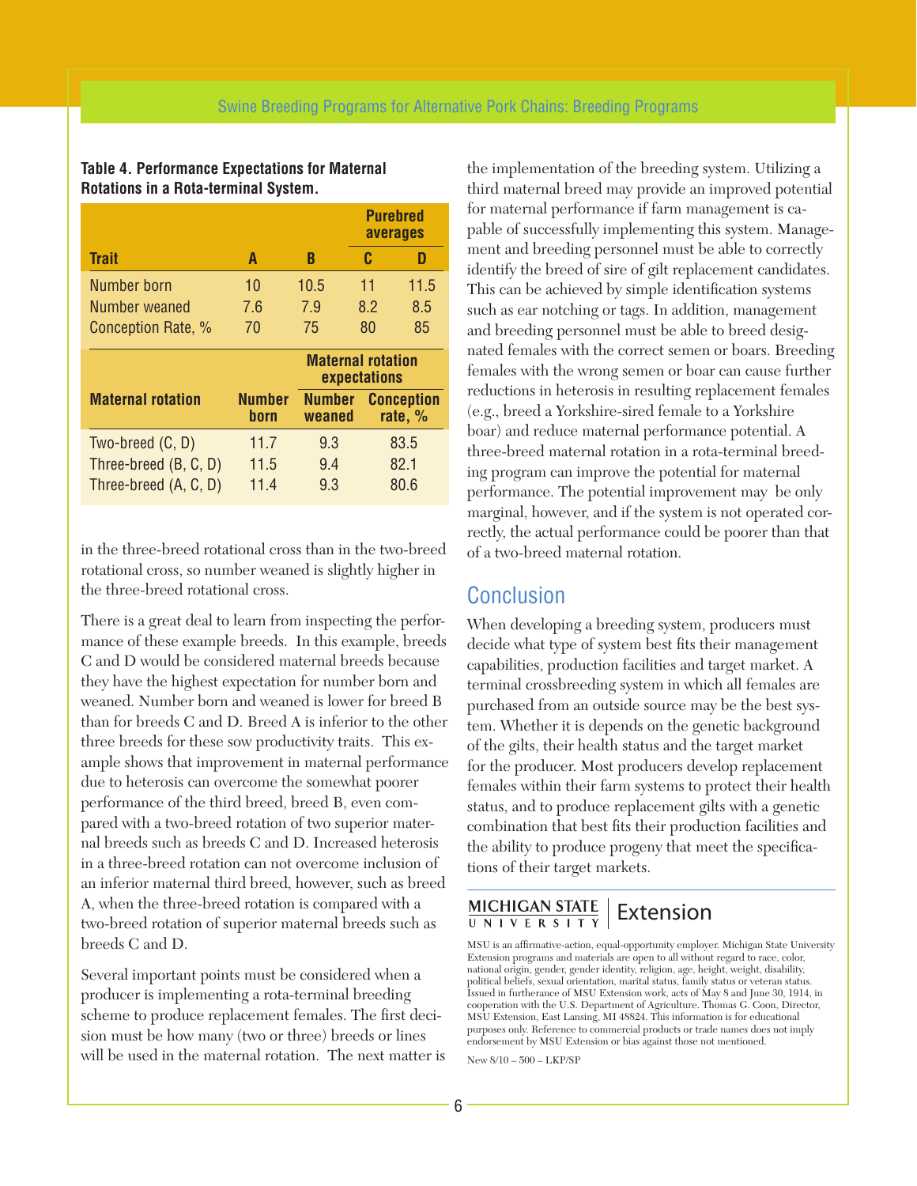**Table 4. Performance Expectations for Maternal Rotations in a Rota-terminal System.**

| | | | Purebred averages | |
|---|---|---|---|---|
| **Trait** | **A** | **B** | **C** | **D** |
| Number born | 10 | 10.5 | 11 | 11.5 |
| Number weaned | 7.6 | 7.9 | 8.2 | 8.5 |
| Conception Rate, % | 70 | 75 | 80 | 85 |

| | | Maternal rotation expectations | |
|---|---|---|---|
| **Maternal rotation** | **Number born** | **Number weaned** | **Conception rate, %** |
| Two-breed (C, D) | 11.7 | 9.3 | 83.5 |
| Three-breed (B, C, D) | 11.5 | 9.4 | 82.1 |
| Three-breed (A, C, D) | 11.4 | 9.3 | 80.6 |

in the three-breed rotational cross than in the two-breed rotational cross, so number weaned is slightly higher in the three-breed rotational cross.

There is a great deal to learn from inspecting the performance of these example breeds. In this example, breeds C and D would be considered maternal breeds because they have the highest expectation for number born and weaned. Number born and weaned is lower for breed B than for breeds C and D. Breed A is inferior to the other three breeds for these sow productivity traits. This example shows that improvement in maternal performance due to heterosis can overcome the somewhat poorer performance of the third breed, breed B, even compared with a two-breed rotation of two superior maternal breeds such as breeds C and D. Increased heterosis in a three-breed rotation can not overcome inclusion of an inferior maternal third breed, however, such as breed A, when the three-breed rotation is compared with a two-breed rotation of superior maternal breeds such as breeds C and D.

Several important points must be considered when a producer is implementing a rota-terminal breeding scheme to produce replacement females. The first decision must be how many (two or three) breeds or lines will be used in the maternal rotation. The next matter is the implementation of the breeding system. Utilizing a third maternal breed may provide an improved potential for maternal performance if farm management is capable of successfully implementing this system. Management and breeding personnel must be able to correctly identify the breed of sire of gilt replacement candidates. This can be achieved by simple identification systems such as ear notching or tags. In addition, management and breeding personnel must be able to breed designated females with the correct semen or boars. Breeding females with the wrong semen or boar can cause further reductions in heterosis in resulting replacement females (e.g., breed a Yorkshire-sired female to a Yorkshire boar) and reduce maternal performance potential. A three-breed maternal rotation in a rota-terminal breeding program can improve the potential for maternal performance. The potential improvement may be only marginal, however, and if the system is not operated correctly, the actual performance could be poorer than that of a two-breed maternal rotation.

## Conclusion

When developing a breeding system, producers must decide what type of system best fits their management capabilities, production facilities and target market. A terminal crossbreeding system in which all females are purchased from an outside source may be the best system. Whether it is depends on the genetic background of the gilts, their health status and the target market for the producer. Most producers develop replacement females within their farm systems to protect their health status, and to produce replacement gilts with a genetic combination that best fits their production facilities and the ability to produce progeny that meet the specifications of their target markets.

MICHIGAN STATE UNIVERSITY | Extension

MSU is an affirmative-action, equal-opportunity employer. Michigan State University Extension programs and materials are open to all without regard to race, color, national origin, gender, gender identity, religion, age, height, weight, disability, political beliefs, sexual orientation, marital status, family status or veteran status. Issued in furtherance of MSU Extension work, acts of May 8 and June 30, 1914, in cooperation with the U.S. Department of Agriculture. Thomas G. Coon, Director, MSU Extension, East Lansing, MI 48824. This information is for educational purposes only. Reference to commercial products or trade names does not imply endorsement by MSU Extension or bias against those not mentioned.

New 8/10 – 500 – LKP/SP